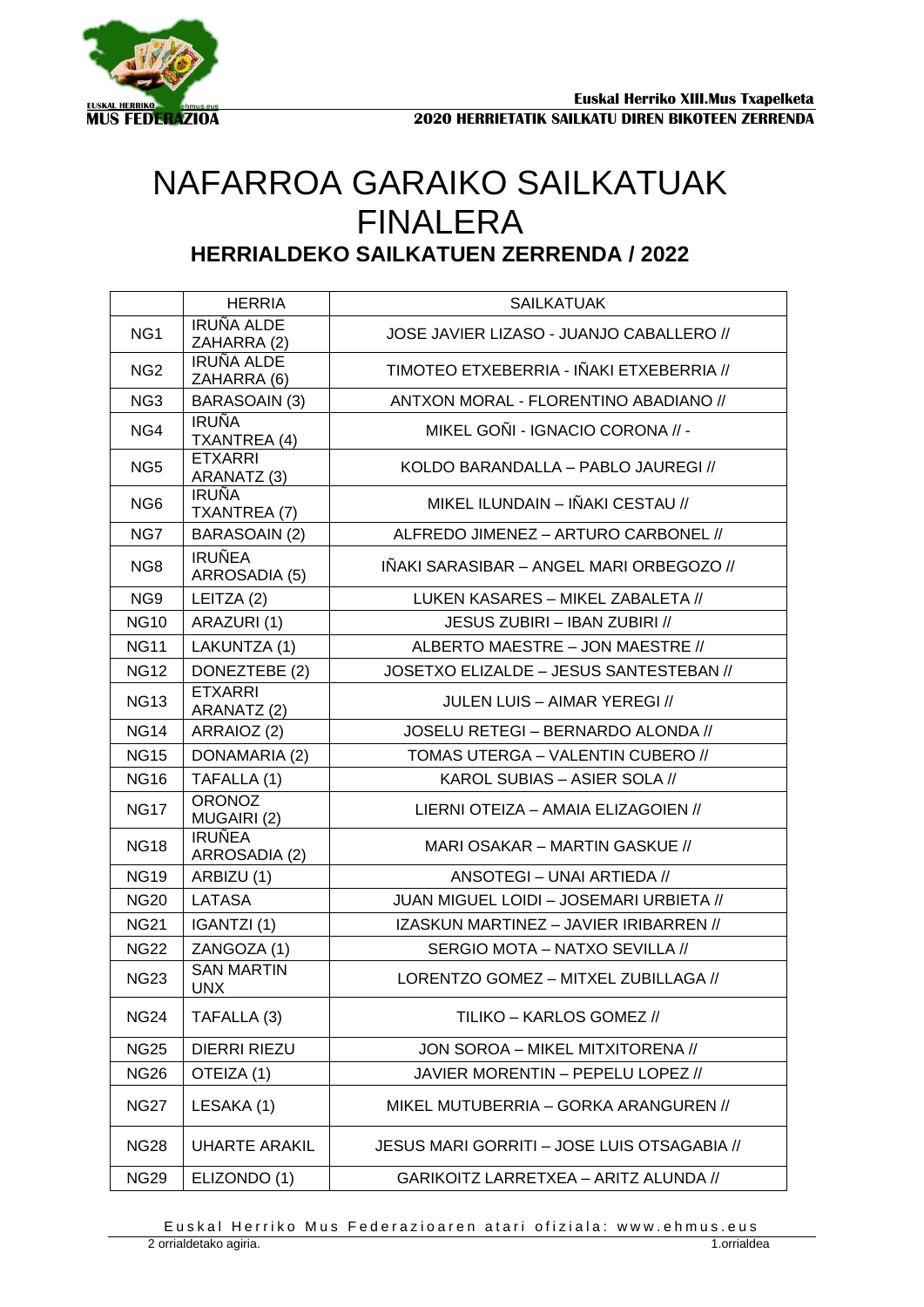# NAFARROA GARAIKO SAILKATUAK FINALERA

## HERRIALDEKO SAILKATUEN ZERRENDA / 2022

| | HERRIA | SAILKATUAK |
|---|---|---|
| NG1 | IRUÑA ALDE ZAHARRA (2) | JOSE JAVIER LIZASO - JUANJO CABALLERO // |
| NG2 | IRUÑA ALDE ZAHARRA (6) | TIMOTEO ETXEBERRIA - IÑAKI ETXEBERRIA // |
| NG3 | BARASOAIN (3) | ANTXON MORAL - FLORENTINO ABADIANO // |
| NG4 | IRUÑA TXANTREA (4) | MIKEL GOÑI - IGNACIO CORONA // - |
| NG5 | ETXARRI ARANATZ (3) | KOLDO BARANDALLA – PABLO JAUREGI // |
| NG6 | IRUÑA TXANTREA (7) | MIKEL ILUNDAIN – IÑAKI CESTAU // |
| NG7 | BARASOAIN (2) | ALFREDO JIMENEZ – ARTURO CARBONEL // |
| NG8 | IRUÑEA ARROSADIA (5) | IÑAKI SARASIBAR – ANGEL MARI ORBEGOZO // |
| NG9 | LEITZA (2) | LUKEN KASARES – MIKEL ZABALETA // |
| NG10 | ARAZURI (1) | JESUS ZUBIRI – IBAN ZUBIRI // |
| NG11 | LAKUNTZA (1) | ALBERTO MAESTRE – JON MAESTRE // |
| NG12 | DONEZTEBE (2) | JOSETXO ELIZALDE – JESUS SANTESTEBAN // |
| NG13 | ETXARRI ARANATZ (2) | JULEN LUIS – AIMAR YEREGI // |
| NG14 | ARRAIOZ (2) | JOSELU RETEGI – BERNARDO ALONDA // |
| NG15 | DONAMARIA (2) | TOMAS UTERGA – VALENTIN CUBERO // |
| NG16 | TAFALLA (1) | KAROL SUBIAS – ASIER SOLA // |
| NG17 | ORONOZ MUGAIRI (2) | LIERNI OTEIZA – AMAIA ELIZAGOIEN // |
| NG18 | IRUÑEA ARROSADIA (2) | MARI OSAKAR – MARTIN GASKUE // |
| NG19 | ARBIZU (1) | ANSOTEGI – UNAI ARTIEDA // |
| NG20 | LATASA | JUAN MIGUEL LOIDI – JOSEMARI URBIETA // |
| NG21 | IGANTZI (1) | IZASKUN MARTINEZ – JAVIER IRIBARREN // |
| NG22 | ZANGOZA (1) | SERGIO MOTA – NATXO SEVILLA // |
| NG23 | SAN MARTIN UNX | LORENTZO GOMEZ – MITXEL ZUBILLAGA // |
| NG24 | TAFALLA (3) | TILIKO – KARLOS GOMEZ // |
| NG25 | DIERRI RIEZU | JON SOROA – MIKEL MITXITORENA // |
| NG26 | OTEIZA (1) | JAVIER MORENTIN – PEPELU LOPEZ // |
| NG27 | LESAKA (1) | MIKEL MUTUBERRIA – GORKA ARANGUREN // |
| NG28 | UHARTE ARAKIL | JESUS MARI GORRITI – JOSE LUIS OTSAGABIA // |
| NG29 | ELIZONDO (1) | GARIKOITZ LARRETXEA – ARITZ ALUNDA // |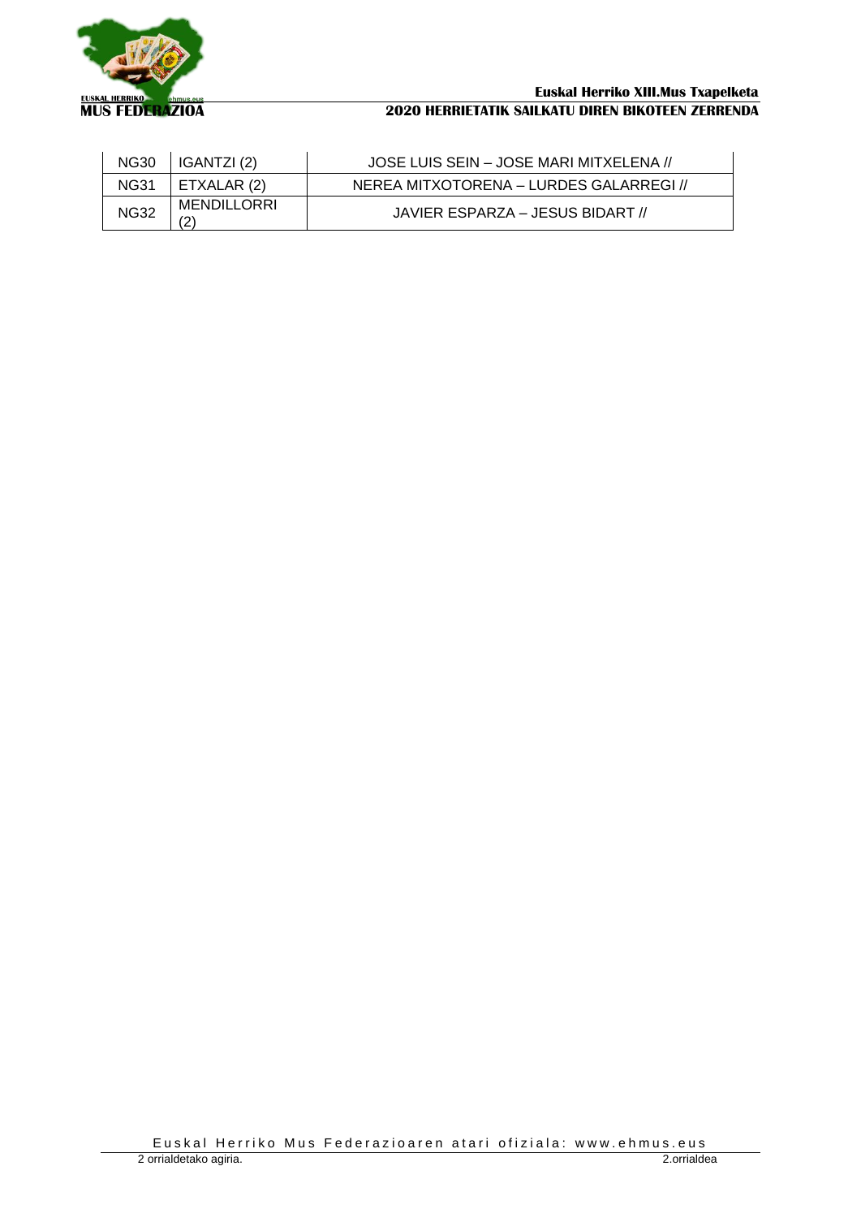| | | |
|---|---|---|
| NG30 | IGANTZI (2) | JOSE LUIS SEIN – JOSE MARI MITXELENA // |
| NG31 | ETXALAR (2) | NEREA MITXOTORENA – LURDES GALARREGI // |
| NG32 | MENDILLORRI (2) | JAVIER ESPARZA – JESUS BIDART // |